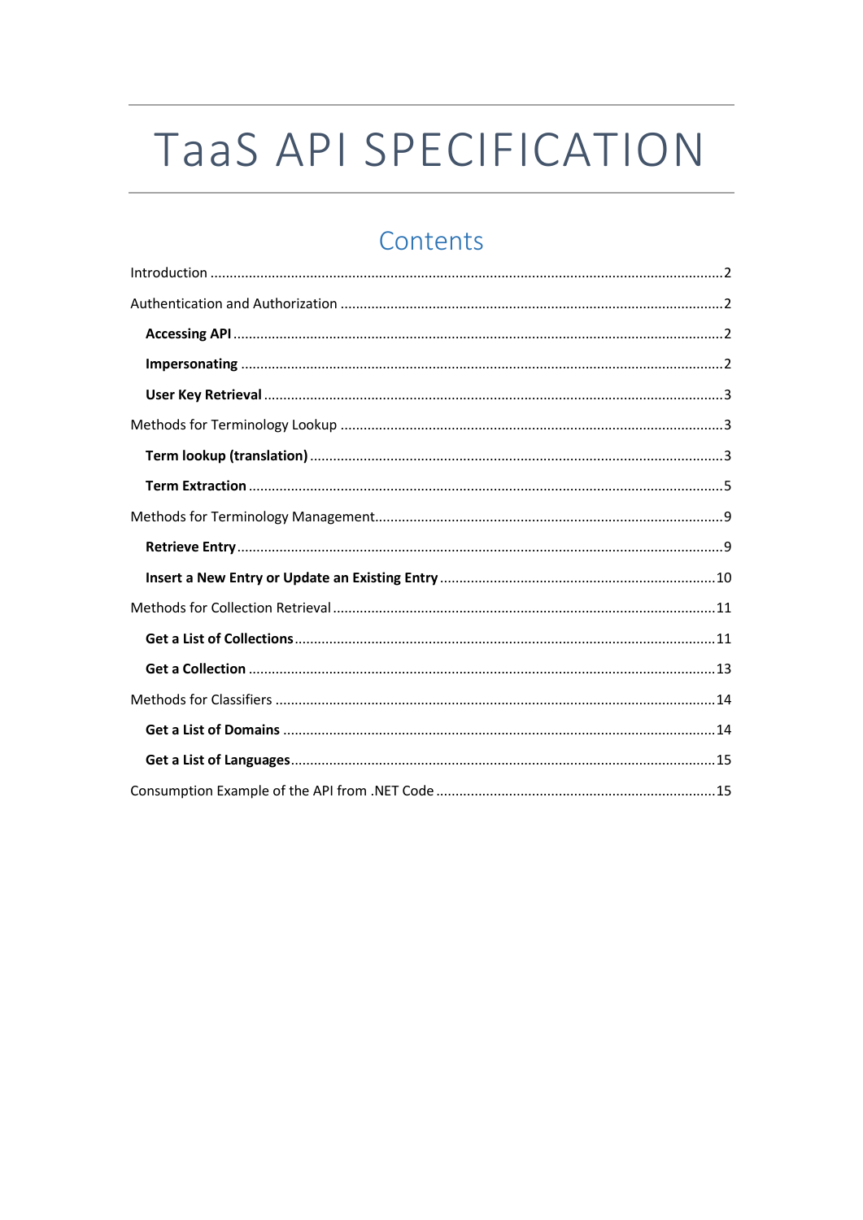# TaaS API SPECIFICATION

## Contents

Introduction .....2

Authentication and Authorization .....2

- **Accessing API** .....2
- **Impersonating** .....2
- **User Key Retrieval** .....3

Methods for Terminology Lookup .....3

- **Term lookup (translation)** .....3
- **Term Extraction** .....5

Methods for Terminology Management .....9

- **Retrieve Entry** .....9
- **Insert a New Entry or Update an Existing Entry** .....10

Methods for Collection Retrieval .....11

- **Get a List of Collections** .....11
- **Get a Collection** .....13

Methods for Classifiers .....14

- **Get a List of Domains** .....14
- **Get a List of Languages** .....15

Consumption Example of the API from .NET Code .....15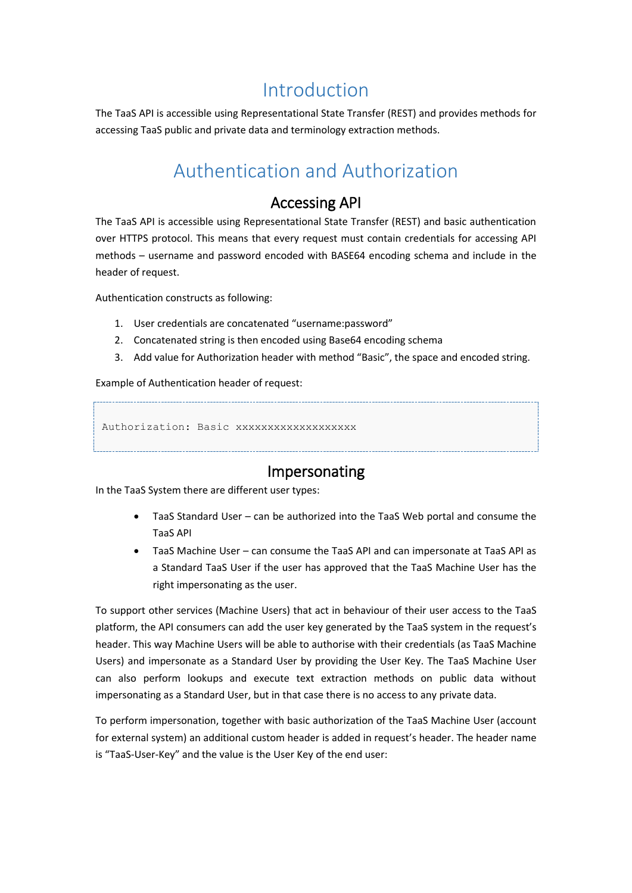# Introduction

The TaaS API is accessible using Representational State Transfer (REST) and provides methods for accessing TaaS public and private data and terminology extraction methods.

# Authentication and Authorization

## Accessing API

The TaaS API is accessible using Representational State Transfer (REST) and basic authentication over HTTPS protocol. This means that every request must contain credentials for accessing API methods – username and password encoded with BASE64 encoding schema and include in the header of request.

Authentication constructs as following:

1. User credentials are concatenated "username:password"
2. Concatenated string is then encoded using Base64 encoding schema
3. Add value for Authorization header with method "Basic", the space and encoded string.

Example of Authentication header of request:

```
Authorization: Basic xxxxxxxxxxxxxxxxxx
```

## Impersonating

In the TaaS System there are different user types:

- TaaS Standard User – can be authorized into the TaaS Web portal and consume the TaaS API
- TaaS Machine User – can consume the TaaS API and can impersonate at TaaS API as a Standard TaaS User if the user has approved that the TaaS Machine User has the right impersonating as the user.

To support other services (Machine Users) that act in behaviour of their user access to the TaaS platform, the API consumers can add the user key generated by the TaaS system in the request's header. This way Machine Users will be able to authorise with their credentials (as TaaS Machine Users) and impersonate as a Standard User by providing the User Key. The TaaS Machine User can also perform lookups and execute text extraction methods on public data without impersonating as a Standard User, but in that case there is no access to any private data.

To perform impersonation, together with basic authorization of the TaaS Machine User (account for external system) an additional custom header is added in request's header. The header name is "TaaS-User-Key" and the value is the User Key of the end user: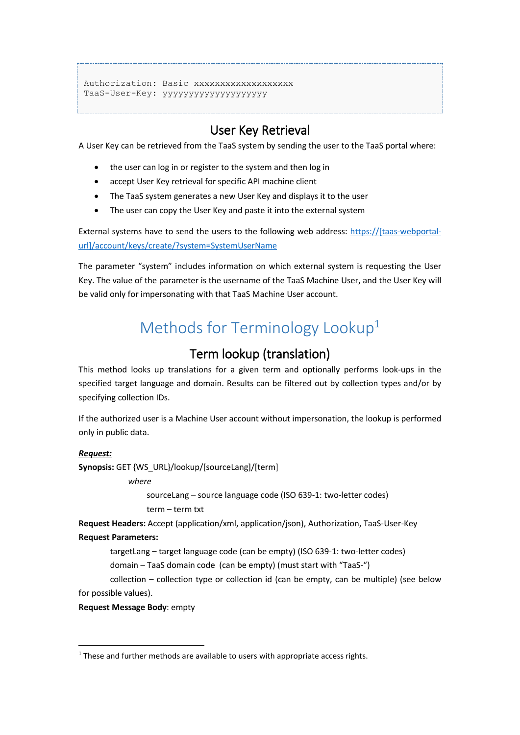```
Authorization: Basic xxxxxxxxxxxxxxxxxx
TaaS-User-Key: yyyyyyyyyyyyyyyyyyyy
```

## User Key Retrieval

A User Key can be retrieved from the TaaS system by sending the user to the TaaS portal where:

- the user can log in or register to the system and then log in
- accept User Key retrieval for specific API machine client
- The TaaS system generates a new User Key and displays it to the user
- The user can copy the User Key and paste it into the external system

External systems have to send the users to the following web address: https://[taas-webportal-url]/account/keys/create/?system=SystemUserName

The parameter “system” includes information on which external system is requesting the User Key. The value of the parameter is the username of the TaaS Machine User, and the User Key will be valid only for impersonating with that TaaS Machine User account.

# Methods for Terminology Lookup[1]

## Term lookup (translation)

This method looks up translations for a given term and optionally performs look-ups in the specified target language and domain. Results can be filtered out by collection types and/or by specifying collection IDs.

If the authorized user is a Machine User account without impersonation, the lookup is performed only in public data.

***Request:***

**Synopsis:** GET {WS_URL}/lookup/[sourceLang]/[term]

*where*

sourceLang – source language code (ISO 639-1: two-letter codes)

term – term txt

**Request Headers:** Accept (application/xml, application/json), Authorization, TaaS-User-Key

**Request Parameters:**

targetLang – target language code (can be empty) (ISO 639-1: two-letter codes)

domain – TaaS domain code (can be empty) (must start with “TaaS-“)

collection – collection type or collection id (can be empty, can be multiple) (see below for possible values).

**Request Message Body**: empty

[1] These and further methods are available to users with appropriate access rights.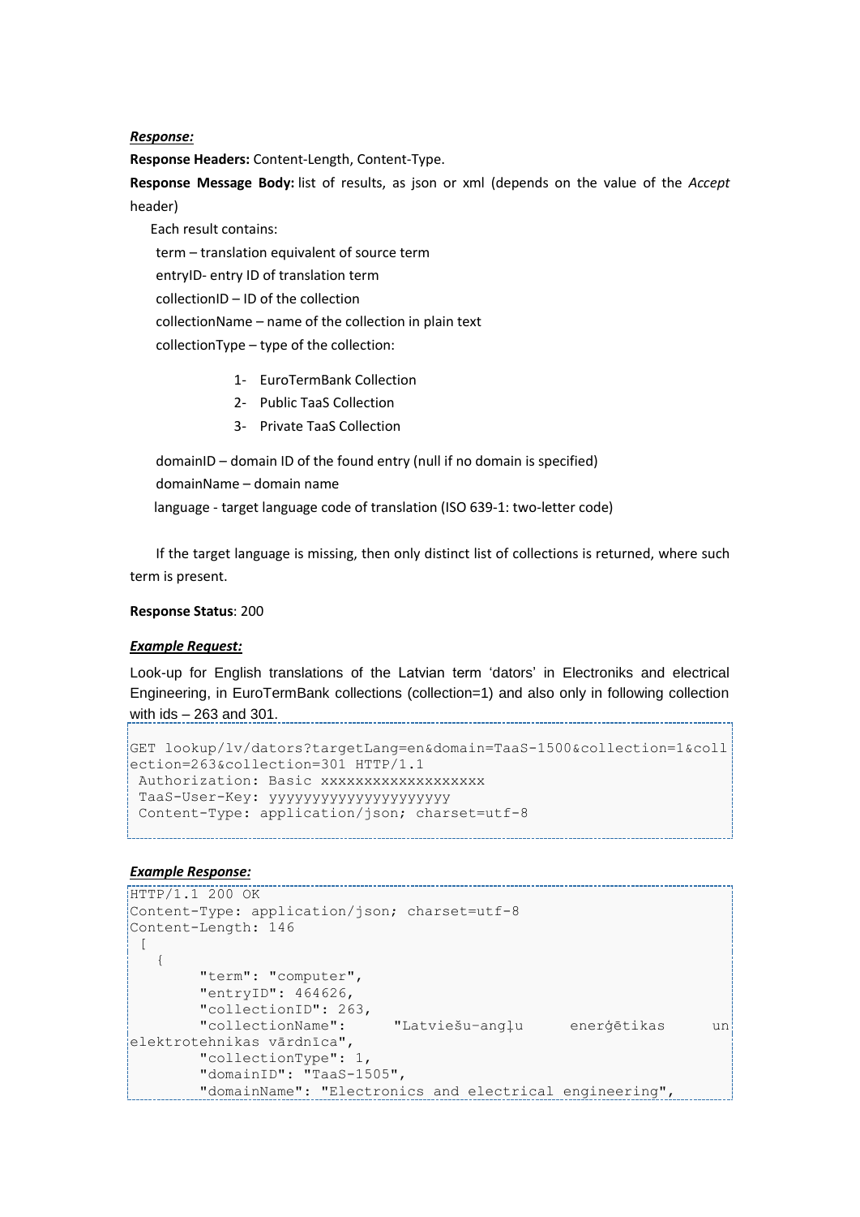***Response:***

**Response Headers:** Content-Length, Content-Type.

**Response Message Body:** list of results, as json or xml (depends on the value of the *Accept* header)

Each result contains:

term – translation equivalent of source term

entryID- entry ID of translation term

collectionID – ID of the collection

collectionName – name of the collection in plain text

collectionType – type of the collection:

1- EuroTermBank Collection
2- Public TaaS Collection
3- Private TaaS Collection

domainID – domain ID of the found entry (null if no domain is specified)

domainName – domain name

language - target language code of translation (ISO 639-1: two-letter code)

If the target language is missing, then only distinct list of collections is returned, where such term is present.

**Response Status**: 200

***Example Request:***

Look-up for English translations of the Latvian term 'dators' in Electroniks and electrical Engineering, in EuroTermBank collections (collection=1) and also only in following collection with ids – 263 and 301.

```
GET lookup/lv/dators?targetLang=en&domain=TaaS-1500&collection=1&coll
ection=263&collection=301 HTTP/1.1
 Authorization: Basic xxxxxxxxxxxxxxxxxx
 TaaS-User-Key: yyyyyyyyyyyyyyyyyyyy
 Content-Type: application/json; charset=utf-8
```

***Example Response:***

```
HTTP/1.1 200 OK
Content-Type: application/json; charset=utf-8
Content-Length: 146
 [
   {
        "term": "computer",
        "entryID": 464626,
        "collectionID": 263,
        "collectionName":      "Latviešu-angļu     enerģētikas     un
elektrotehnikas vārdnīca",
        "collectionType": 1,
        "domainID": "TaaS-1505",
        "domainName": "Electronics and electrical engineering",
```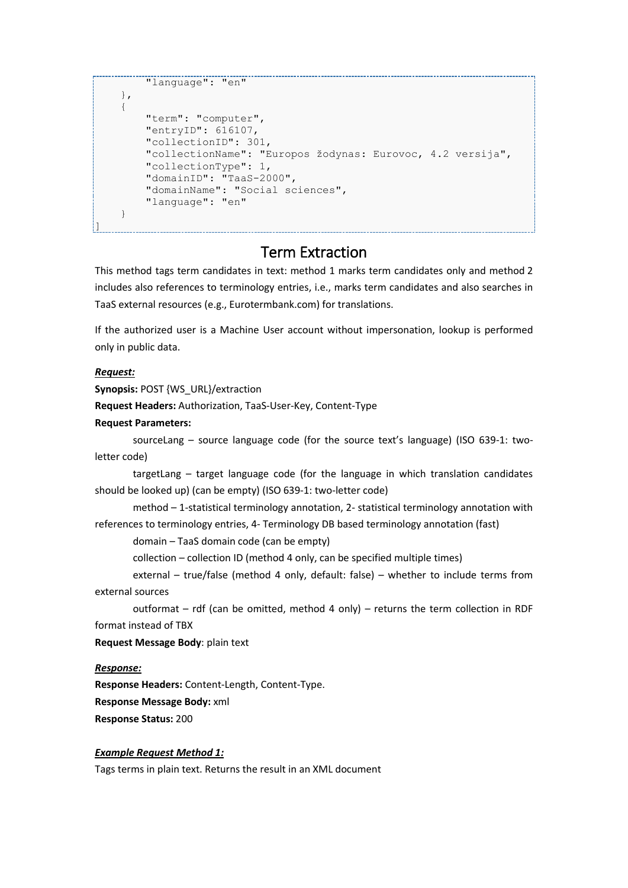```
        "language": "en"
    },
    {
        "term": "computer",
        "entryID": 616107,
        "collectionID": 301,
        "collectionName": "Europos žodynas: Eurovoc, 4.2 versija",
        "collectionType": 1,
        "domainID": "TaaS-2000",
        "domainName": "Social sciences",
        "language": "en"
    }
]
```

# Term Extraction

This method tags term candidates in text: method 1 marks term candidates only and method 2 includes also references to terminology entries, i.e., marks term candidates and also searches in TaaS external resources (e.g., Eurotermbank.com) for translations.

If the authorized user is a Machine User account without impersonation, lookup is performed only in public data.

***Request:***

**Synopsis:** POST {WS_URL}/extraction

**Request Headers:** Authorization, TaaS-User-Key, Content-Type

**Request Parameters:**

sourceLang – source language code (for the source text's language) (ISO 639-1: two-letter code)

targetLang – target language code (for the language in which translation candidates should be looked up) (can be empty) (ISO 639-1: two-letter code)

method – 1-statistical terminology annotation, 2- statistical terminology annotation with references to terminology entries, 4- Terminology DB based terminology annotation (fast)

domain – TaaS domain code (can be empty)

collection – collection ID (method 4 only, can be specified multiple times)

external – true/false (method 4 only, default: false) – whether to include terms from external sources

outformat – rdf (can be omitted, method 4 only) – returns the term collection in RDF format instead of TBX

**Request Message Body**: plain text

***Response:***

**Response Headers:** Content-Length, Content-Type.

**Response Message Body:** xml

**Response Status:** 200

***Example Request Method 1:***

Tags terms in plain text. Returns the result in an XML document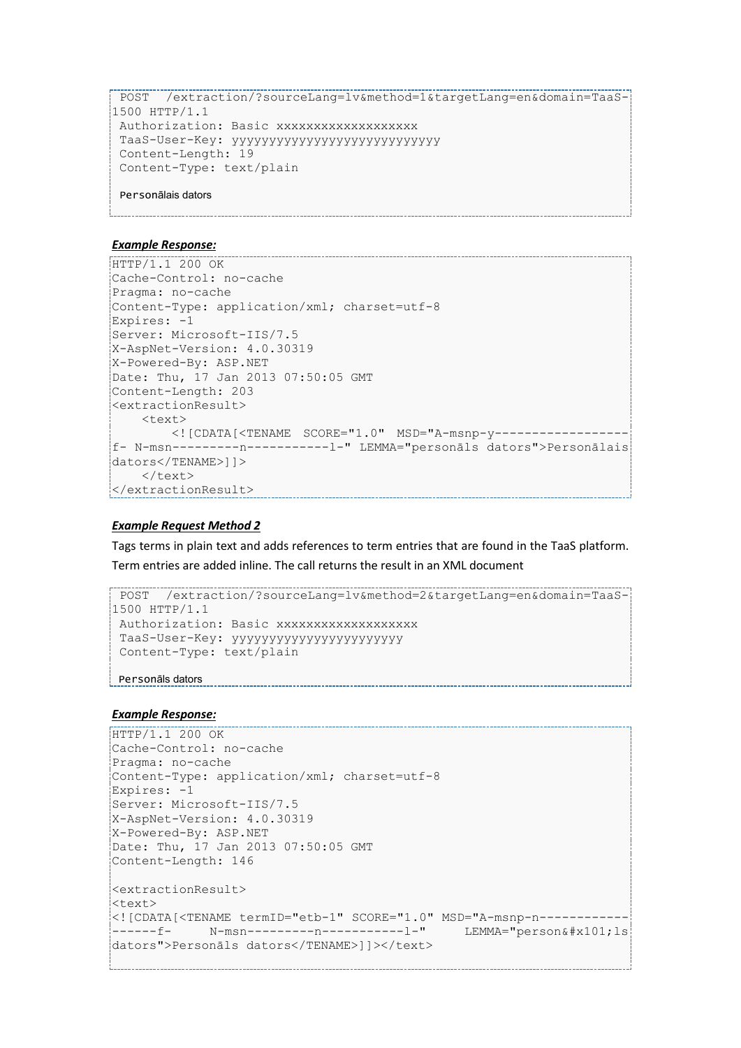```
POST  /extraction/?sourceLang=lv&method=1&targetLang=en&domain=TaaS-1500 HTTP/1.1
Authorization: Basic xxxxxxxxxxxxxxxxxx
TaaS-User-Key: yyyyyyyyyyyyyyyyyyyyyyyyyyyy
Content-Length: 19
Content-Type: text/plain

Personālais dators
```

***Example Response:***

```
HTTP/1.1 200 OK
Cache-Control: no-cache
Pragma: no-cache
Content-Type: application/xml; charset=utf-8
Expires: -1
Server: Microsoft-IIS/7.5
X-AspNet-Version: 4.0.30319
X-Powered-By: ASP.NET
Date: Thu, 17 Jan 2013 07:50:05 GMT
Content-Length: 203
<extractionResult>
    <text>
        <![CDATA[<TENAME  SCORE="1.0"  MSD="A-msnp-y------------------f- N-msn---------n-----------l-" LEMMA="personāls dators">Personālais dators</TENAME>]]>
    </text>
</extractionResult>
```

***Example Request Method 2***

Tags terms in plain text and adds references to term entries that are found in the TaaS platform. Term entries are added inline. The call returns the result in an XML document

```
POST  /extraction/?sourceLang=lv&method=2&targetLang=en&domain=TaaS-1500 HTTP/1.1
Authorization: Basic xxxxxxxxxxxxxxxxxx
TaaS-User-Key: yyyyyyyyyyyyyyyyyyyyyy
Content-Type: text/plain

Personāls dators
```

***Example Response:***

```
HTTP/1.1 200 OK
Cache-Control: no-cache
Pragma: no-cache
Content-Type: application/xml; charset=utf-8
Expires: -1
Server: Microsoft-IIS/7.5
X-AspNet-Version: 4.0.30319
X-Powered-By: ASP.NET
Date: Thu, 17 Jan 2013 07:50:05 GMT
Content-Length: 146

<extractionResult>
<text>
<![CDATA[<TENAME termID="etb-1" SCORE="1.0" MSD="A-msnp-n-----------------f-     N-msn---------n-----------l-"     LEMMA="person&#x101;ls dators">Personāls dators</TENAME>]]></text>
```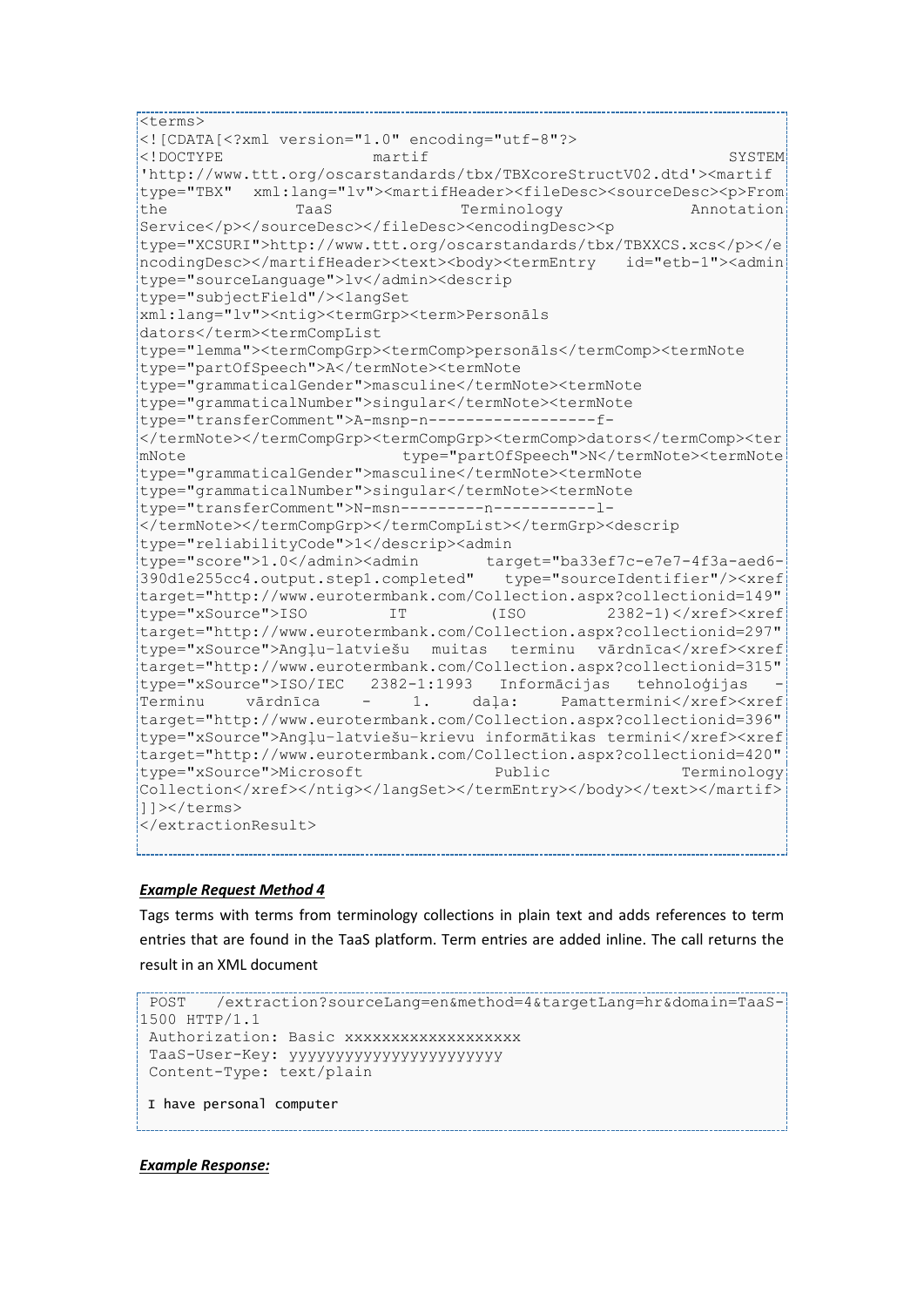```
<terms>
<![CDATA[<?xml version="1.0" encoding="utf-8"?>
<!DOCTYPE martif SYSTEM 'http://www.ttt.org/oscarstandards/tbx/TBXcoreStructV02.dtd'><martif type="TBX" xml:lang="lv"><martifHeader><fileDesc><sourceDesc><p>From the TaaS Terminology Annotation Service</p></sourceDesc></fileDesc><encodingDesc><p type="XCSURI">http://www.ttt.org/oscarstandards/tbx/TBXXCS.xcs</p></encodingDesc></martifHeader><text><body><termEntry id="etb-1"><admin type="sourceLanguage">lv</admin><descrip type="subjectField"/><langSet xml:lang="lv"><ntig><termGrp><term>Personāls dators</term><termCompList type="lemma"><termCompGrp><termComp>personāls</termComp><termNote type="partOfSpeech">A</termNote><termNote type="grammaticalGender">masculine</termNote><termNote type="grammaticalNumber">singular</termNote><termNote type="transferComment">A-msnp-n------------------f-</termNote></termCompGrp><termCompGrp><termComp>dators</termComp><termNote type="partOfSpeech">N</termNote><termNote type="grammaticalGender">masculine</termNote><termNote type="grammaticalNumber">singular</termNote><termNote type="transferComment">N-msn---------n-----------l-</termNote></termCompGrp></termCompList></termGrp><descrip type="reliabilityCode">1</descrip><admin type="score">1.0</admin><admin target="ba33ef7c-e7e7-4f3a-aed6-390d1e255cc4.output.step1.completed" type="sourceIdentifier"/><xref target="http://www.eurotermbank.com/Collection.aspx?collectionid=149" type="xSource">ISO IT (ISO 2382-1)</xref><xref target="http://www.eurotermbank.com/Collection.aspx?collectionid=297" type="xSource">Angļu-latviešu muitas terminu vārdnīca</xref><xref target="http://www.eurotermbank.com/Collection.aspx?collectionid=315" type="xSource">ISO/IEC 2382-1:1993 Informācijas tehnoloģijas - Terminu vārdnīca - 1. daļa: Pamattermini</xref><xref target="http://www.eurotermbank.com/Collection.aspx?collectionid=396" type="xSource">Angļu-latviešu-krievu informātikas termini</xref><xref target="http://www.eurotermbank.com/Collection.aspx?collectionid=420" type="xSource">Microsoft Public Terminology Collection</xref></ntig></langSet></termEntry></body></text></martif>
]]></terms>
</extractionResult>
```

***Example Request Method 4***

Tags terms with terms from terminology collections in plain text and adds references to term entries that are found in the TaaS platform. Term entries are added inline. The call returns the result in an XML document

```
POST /extraction?sourceLang=en&method=4&targetLang=hr&domain=TaaS-1500 HTTP/1.1
Authorization: Basic xxxxxxxxxxxxxxxxxx
TaaS-User-Key: yyyyyyyyyyyyyyyyyyyyyy
Content-Type: text/plain

I have personal computer
```

***Example Response:***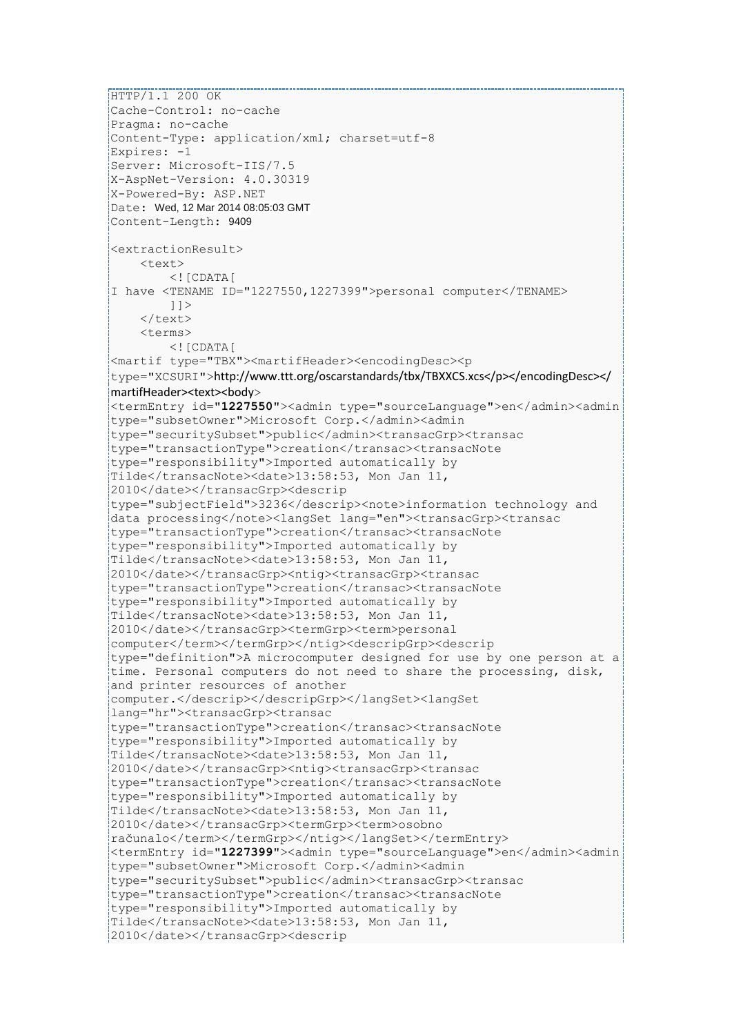```
HTTP/1.1 200 OK
Cache-Control: no-cache
Pragma: no-cache
Content-Type: application/xml; charset=utf-8
Expires: -1
Server: Microsoft-IIS/7.5
X-AspNet-Version: 4.0.30319
X-Powered-By: ASP.NET
Date: Wed, 12 Mar 2014 08:05:03 GMT
Content-Length: 9409

<extractionResult>
    <text>
        <![CDATA[
I have <TENAME ID="1227550,1227399">personal computer</TENAME>
        ]]>
    </text>
    <terms>
        <![CDATA[
<martif type="TBX"><martifHeader><encodingDesc><p
type="XCSURI">http://www.ttt.org/oscarstandards/tbx/TBXXCS.xcs</p></encodingDesc></
martifHeader><text><body>
<termEntry id="1227550"><admin type="sourceLanguage">en</admin><admin
type="subsetOwner">Microsoft Corp.</admin><admin
type="securitySubset">public</admin><transacGrp><transac
type="transactionType">creation</transac><transacNote
type="responsibility">Imported automatically by
Tilde</transacNote><date>13:58:53, Mon Jan 11,
2010</date></transacGrp><descrip
type="subjectField">3236</descrip><note>information technology and
data processing</note><langSet lang="en"><transacGrp><transac
type="transactionType">creation</transac><transacNote
type="responsibility">Imported automatically by
Tilde</transacNote><date>13:58:53, Mon Jan 11,
2010</date></transacGrp><ntig><transacGrp><transac
type="transactionType">creation</transac><transacNote
type="responsibility">Imported automatically by
Tilde</transacNote><date>13:58:53, Mon Jan 11,
2010</date></transacGrp><termGrp><term>personal
computer</term></termGrp></ntig><descripGrp><descrip
type="definition">A microcomputer designed for use by one person at a
time. Personal computers do not need to share the processing, disk,
and printer resources of another
computer.</descrip></descripGrp></langSet><langSet
lang="hr"><transacGrp><transac
type="transactionType">creation</transac><transacNote
type="responsibility">Imported automatically by
Tilde</transacNote><date>13:58:53, Mon Jan 11,
2010</date></transacGrp><ntig><transacGrp><transac
type="transactionType">creation</transac><transacNote
type="responsibility">Imported automatically by
Tilde</transacNote><date>13:58:53, Mon Jan 11,
2010</date></transacGrp><termGrp><term>osobno
računalo</term></termGrp></ntig></langSet></termEntry>
<termEntry id="1227399"><admin type="sourceLanguage">en</admin><admin
type="subsetOwner">Microsoft Corp.</admin><admin
type="securitySubset">public</admin><transacGrp><transac
type="transactionType">creation</transac><transacNote
type="responsibility">Imported automatically by
Tilde</transacNote><date>13:58:53, Mon Jan 11,
2010</date></transacGrp><descrip
```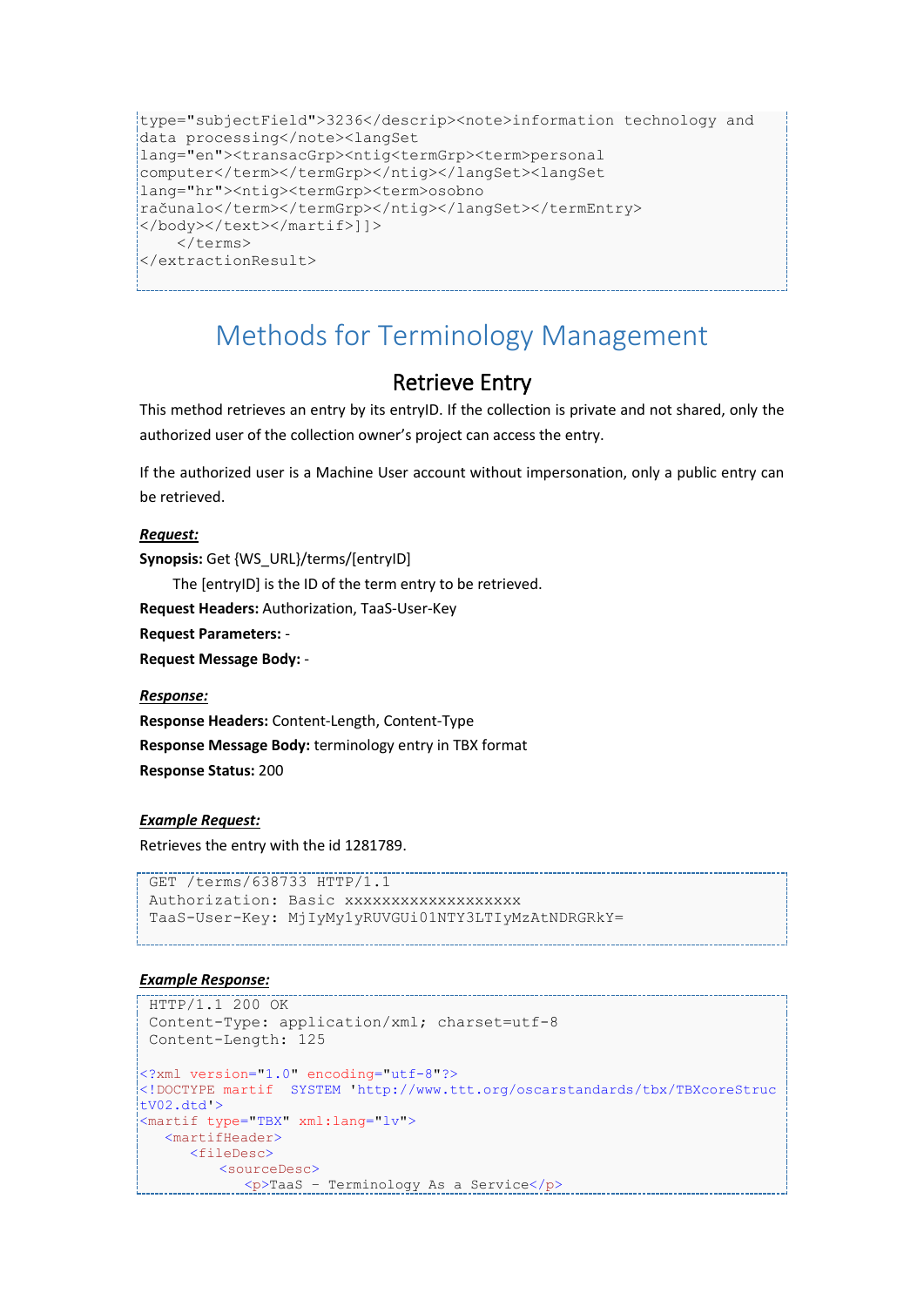```
type="subjectField">3236</descrip><note>information technology and
data processing</note><langSet
lang="en"><transacGrp><ntig<termGrp><term>personal
computer</term></termGrp></ntig></langSet><langSet
lang="hr"><ntig><termGrp><term>osobno
računalo</term></termGrp></ntig></langSet></termEntry>
</body></text></martif>]]>
    </terms>
</extractionResult>
```

# Methods for Terminology Management

## Retrieve Entry

This method retrieves an entry by its entryID. If the collection is private and not shared, only the authorized user of the collection owner's project can access the entry.

If the authorized user is a Machine User account without impersonation, only a public entry can be retrieved.

***Request:***

**Synopsis:** Get {WS_URL}/terms/[entryID]

The [entryID] is the ID of the term entry to be retrieved.

**Request Headers:** Authorization, TaaS-User-Key

**Request Parameters:** -

**Request Message Body:** -

***Response:***

**Response Headers:** Content-Length, Content-Type

**Response Message Body:** terminology entry in TBX format

**Response Status:** 200

***Example Request:***

Retrieves the entry with the id 1281789.

```
GET /terms/638733 HTTP/1.1
Authorization: Basic xxxxxxxxxxxxxxxxxxx
TaaS-User-Key: MjIyMy1yRUVGUi01NTY3LTIyMzAtNDRGRkY=
```

***Example Response:***

```
HTTP/1.1 200 OK
Content-Type: application/xml; charset=utf-8
Content-Length: 125

<?xml version="1.0" encoding="utf-8"?>
<!DOCTYPE martif  SYSTEM 'http://www.ttt.org/oscarstandards/tbx/TBXcoreStruc
tV02.dtd'>
<martif type="TBX" xml:lang="lv">
   <martifHeader>
      <fileDesc>
          <sourceDesc>
             <p>TaaS - Terminology As a Service</p>
```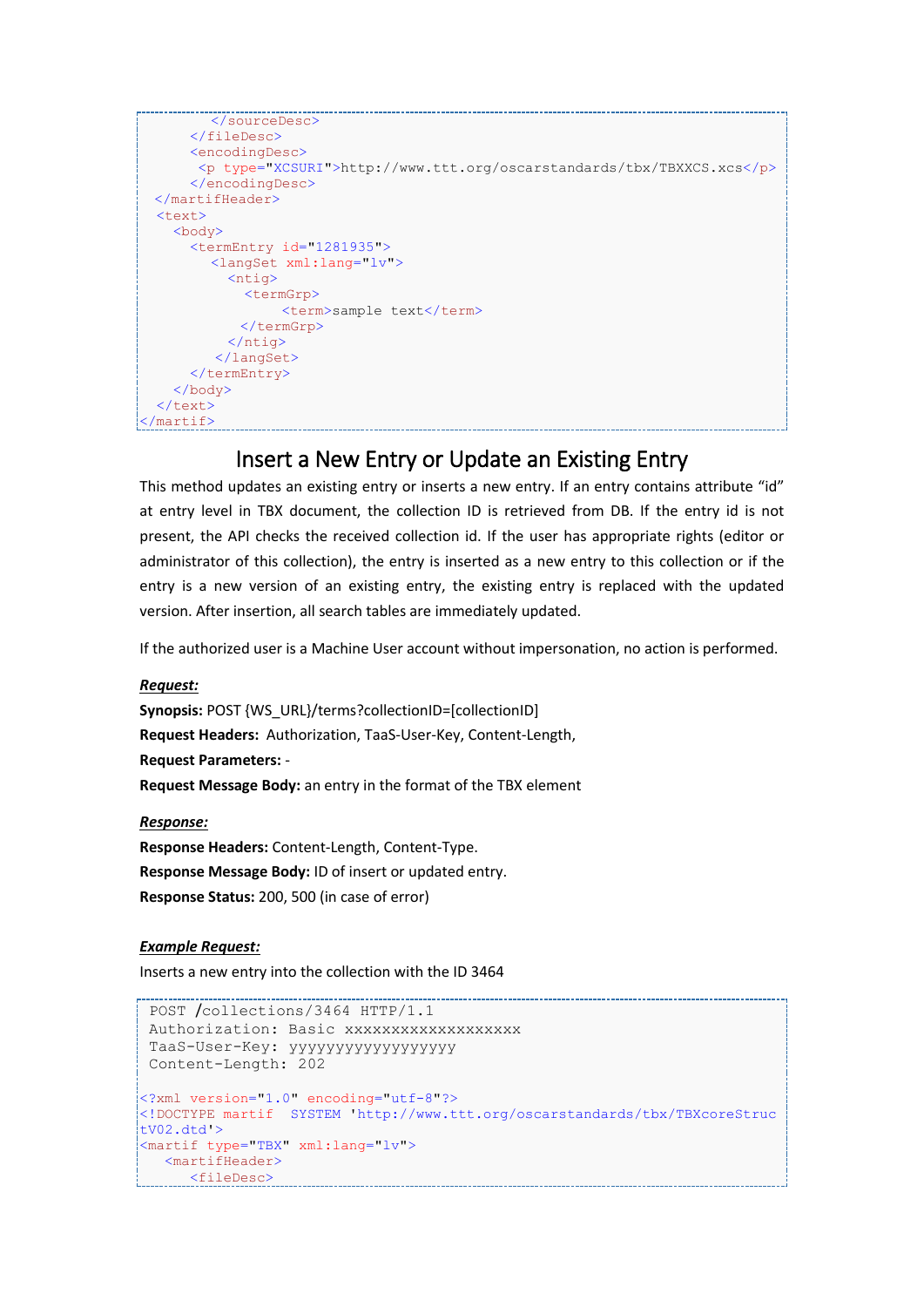```
        </sourceDesc>
      </fileDesc>
      <encodingDesc>
       <p type="XCSURI">http://www.ttt.org/oscarstandards/tbx/TBXXCS.xcs</p>
      </encodingDesc>
  </martifHeader>
  <text>
    <body>
      <termEntry id="1281935">
        <langSet xml:lang="lv">
          <ntig>
            <termGrp>
                <term>sample text</term>
            </termGrp>
          </ntig>
         </langSet>
      </termEntry>
    </body>
  </text>
</martif>
```

## Insert a New Entry or Update an Existing Entry

This method updates an existing entry or inserts a new entry. If an entry contains attribute "id" at entry level in TBX document, the collection ID is retrieved from DB. If the entry id is not present, the API checks the received collection id. If the user has appropriate rights (editor or administrator of this collection), the entry is inserted as a new entry to this collection or if the entry is a new version of an existing entry, the existing entry is replaced with the updated version. After insertion, all search tables are immediately updated.

If the authorized user is a Machine User account without impersonation, no action is performed.

***Request:***

**Synopsis:** POST {WS_URL}/terms?collectionID=[collectionID]

**Request Headers:** Authorization, TaaS-User-Key, Content-Length,

**Request Parameters:** -

**Request Message Body:** an entry in the format of the TBX element

***Response:***

**Response Headers:** Content-Length, Content-Type.

**Response Message Body:** ID of insert or updated entry.

**Response Status:** 200, 500 (in case of error)

***Example Request:***

Inserts a new entry into the collection with the ID 3464

```
 POST /collections/3464 HTTP/1.1
 Authorization: Basic xxxxxxxxxxxxxxxxxxx
 TaaS-User-Key: yyyyyyyyyyyyyyyyyy
 Content-Length: 202

<?xml version="1.0" encoding="utf-8"?>
<!DOCTYPE martif  SYSTEM 'http://www.ttt.org/oscarstandards/tbx/TBXcoreStruc
tV02.dtd'>
<martif type="TBX" xml:lang="lv">
   <martifHeader>
      <fileDesc>
```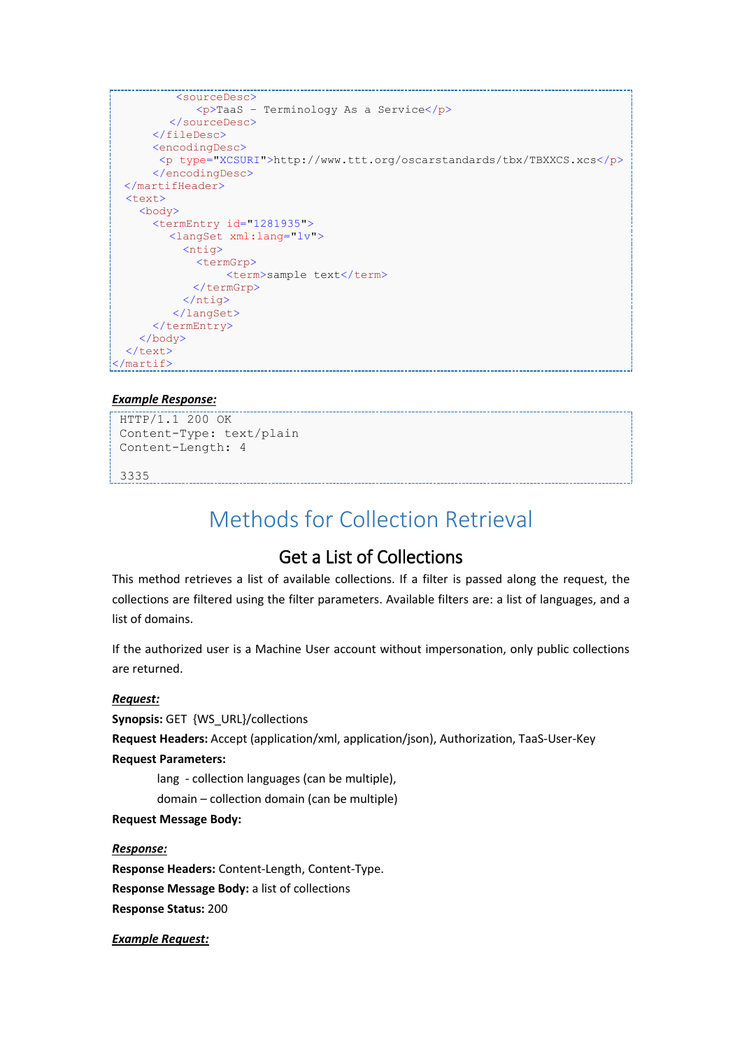```
        <sourceDesc>
            <p>TaaS - Terminology As a Service</p>
        </sourceDesc>
      </fileDesc>
      <encodingDesc>
       <p type="XCSURI">http://www.ttt.org/oscarstandards/tbx/TBXXCS.xcs</p>
      </encodingDesc>
  </martifHeader>
  <text>
    <body>
      <termEntry id="1281935">
        <langSet xml:lang="lv">
          <ntig>
            <termGrp>
                <term>sample text</term>
            </termGrp>
          </ntig>
        </langSet>
      </termEntry>
    </body>
  </text>
</martif>
```

***Example Response:***

```
HTTP/1.1 200 OK
Content-Type: text/plain
Content-Length: 4

3335
```

# Methods for Collection Retrieval

## Get a List of Collections

This method retrieves a list of available collections. If a filter is passed along the request, the collections are filtered using the filter parameters. Available filters are: a list of languages, and a list of domains.

If the authorized user is a Machine User account without impersonation, only public collections are returned.

***Request:***

**Synopsis:** GET {WS_URL}/collections

**Request Headers:** Accept (application/xml, application/json), Authorization, TaaS-User-Key

**Request Parameters:**

lang - collection languages (can be multiple),

domain – collection domain (can be multiple)

**Request Message Body:**

***Response:***

**Response Headers:** Content-Length, Content-Type.

**Response Message Body:** a list of collections

**Response Status:** 200

***Example Request:***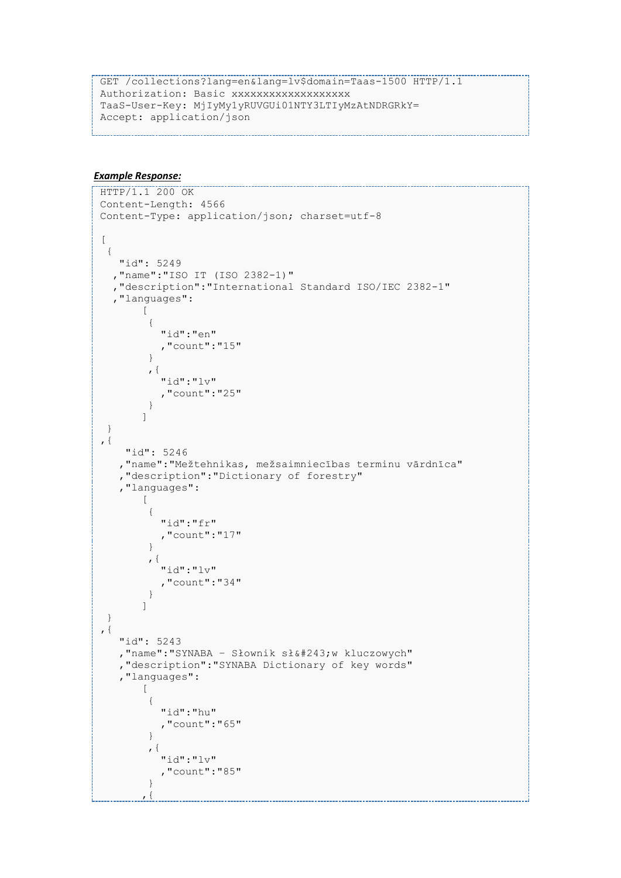```
GET /collections?lang=en&lang=lv$domain=Taas-1500 HTTP/1.1
Authorization: Basic xxxxxxxxxxxxxxxxxxx
TaaS-User-Key: MjIyMy1yRUVGUi01NTY3LTIyMzAtNDRGRkY=
Accept: application/json
```

***Example Response:***

```
HTTP/1.1 200 OK
Content-Length: 4566
Content-Type: application/json; charset=utf-8

[
 {
   "id": 5249
  ,"name":"ISO IT (ISO 2382-1)"
  ,"description":"International Standard ISO/IEC 2382-1"
  ,"languages":
       [
        {
          "id":"en"
          ,"count":"15"
        }
        ,{
          "id":"lv"
          ,"count":"25"
        }
       ]
 }
,{
    "id": 5246
   ,"name":"Mežtehnikas, mežsaimniecības terminu vārdnīca"
   ,"description":"Dictionary of forestry"
   ,"languages":
       [
        {
          "id":"fr"
          ,"count":"17"
        }
        ,{
          "id":"lv"
          ,"count":"34"
        }
       ]
 }
,{
   "id": 5243
   ,"name":"SYNABA - Słownik sł&#243;w kluczowych"
   ,"description":"SYNABA Dictionary of key words"
   ,"languages":
       [
        {
          "id":"hu"
          ,"count":"65"
        }
        ,{
          "id":"lv"
          ,"count":"85"
        }
       ,{
```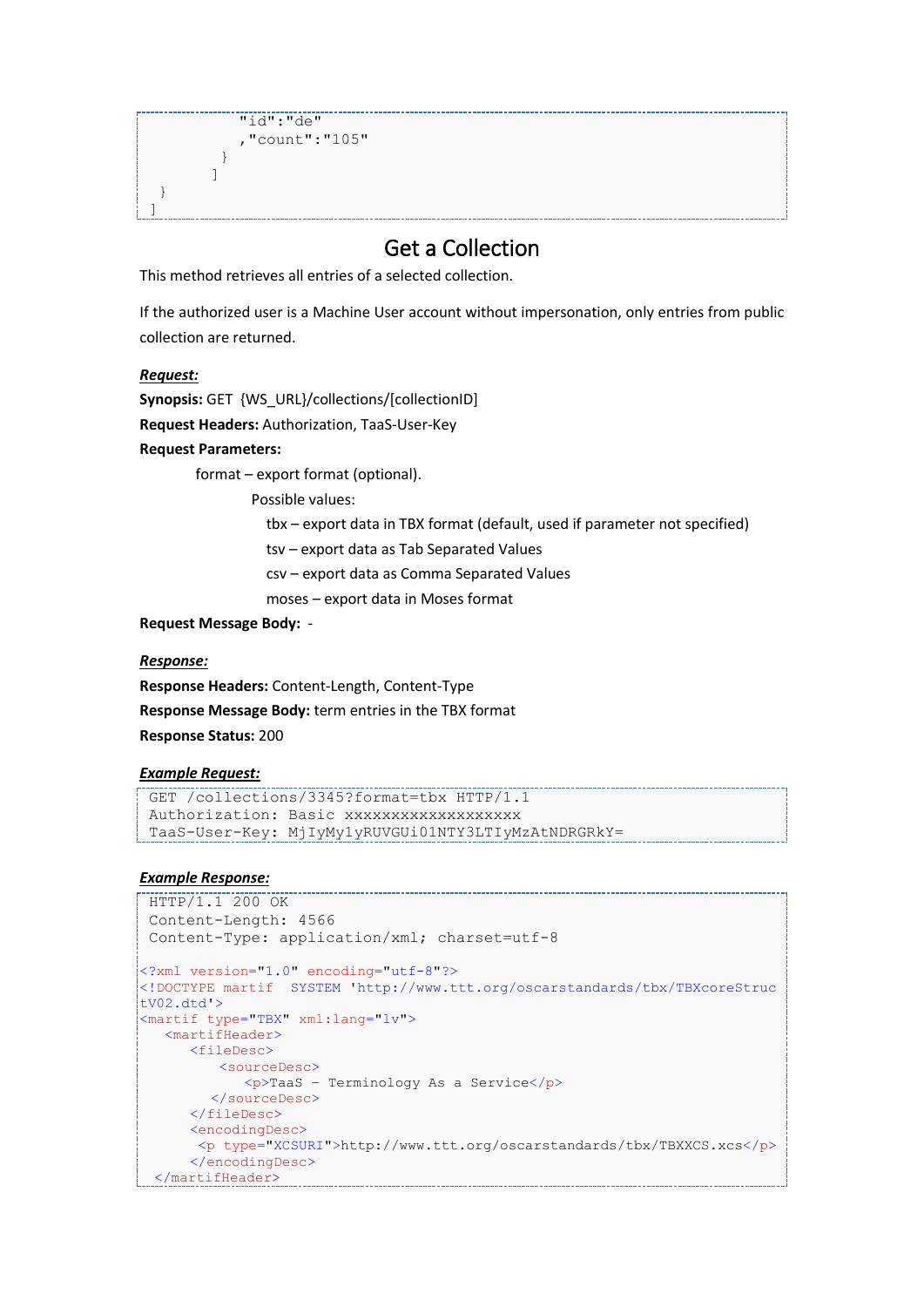```
            "id":"de"
            ,"count":"105"
          }
        ]
  }
]
```

## Get a Collection

This method retrieves all entries of a selected collection.

If the authorized user is a Machine User account without impersonation, only entries from public collection are returned.

***Request:***

**Synopsis:** GET {WS_URL}/collections/[collectionID]

**Request Headers:** Authorization, TaaS-User-Key

**Request Parameters:**

format – export format (optional).

Possible values:

- tbx – export data in TBX format (default, used if parameter not specified)
- tsv – export data as Tab Separated Values
- csv – export data as Comma Separated Values
- moses – export data in Moses format

**Request Message Body:** -

***Response:***

**Response Headers:** Content-Length, Content-Type

**Response Message Body:** term entries in the TBX format

**Response Status:** 200

***Example Request:***

```
GET /collections/3345?format=tbx HTTP/1.1
Authorization: Basic xxxxxxxxxxxxxxxxxxx
TaaS-User-Key: MjIyMy1yRUVGUi01NTY3LTIyMzAtNDRGRkY=
```

***Example Response:***

```
HTTP/1.1 200 OK
Content-Length: 4566
Content-Type: application/xml; charset=utf-8

<?xml version="1.0" encoding="utf-8"?>
<!DOCTYPE martif  SYSTEM 'http://www.ttt.org/oscarstandards/tbx/TBXcoreStructV02.dtd'>
<martif type="TBX" xml:lang="lv">
   <martifHeader>
      <fileDesc>
          <sourceDesc>
             <p>TaaS – Terminology As a Service</p>
         </sourceDesc>
      </fileDesc>
      <encodingDesc>
       <p type="XCSURI">http://www.ttt.org/oscarstandards/tbx/TBXXCS.xcs</p>
      </encodingDesc>
 </martifHeader>
```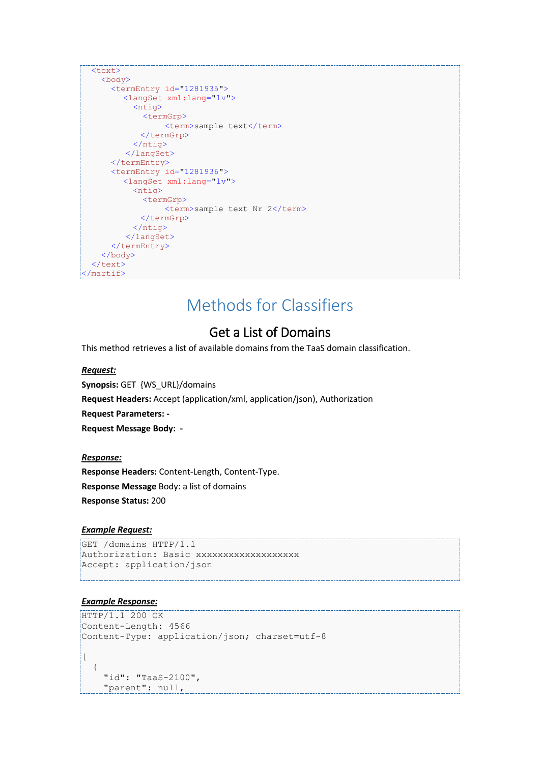```
  <text>
    <body>
      <termEntry id="1281935">
        <langSet xml:lang="lv">
          <ntig>
            <termGrp>
                <term>sample text</term>
            </termGrp>
          </ntig>
        </langSet>
      </termEntry>
      <termEntry id="1281936">
        <langSet xml:lang="lv">
          <ntig>
            <termGrp>
                <term>sample text Nr 2</term>
            </termGrp>
          </ntig>
        </langSet>
      </termEntry>
    </body>
  </text>
</martif>
```

# Methods for Classifiers

## Get a List of Domains

This method retrieves a list of available domains from the TaaS domain classification.

***Request:***

**Synopsis:** GET {WS_URL}/domains

**Request Headers:** Accept (application/xml, application/json), Authorization

**Request Parameters: -**

**Request Message Body: -**

***Response:***

**Response Headers:** Content-Length, Content-Type.

**Response Message** Body: a list of domains

**Response Status:** 200

***Example Request:***

```
GET /domains HTTP/1.1
Authorization: Basic xxxxxxxxxxxxxxxxxxx
Accept: application/json
```

***Example Response:***

```
HTTP/1.1 200 OK
Content-Length: 4566
Content-Type: application/json; charset=utf-8

[
  {
    "id": "TaaS-2100",
    "parent": null,
```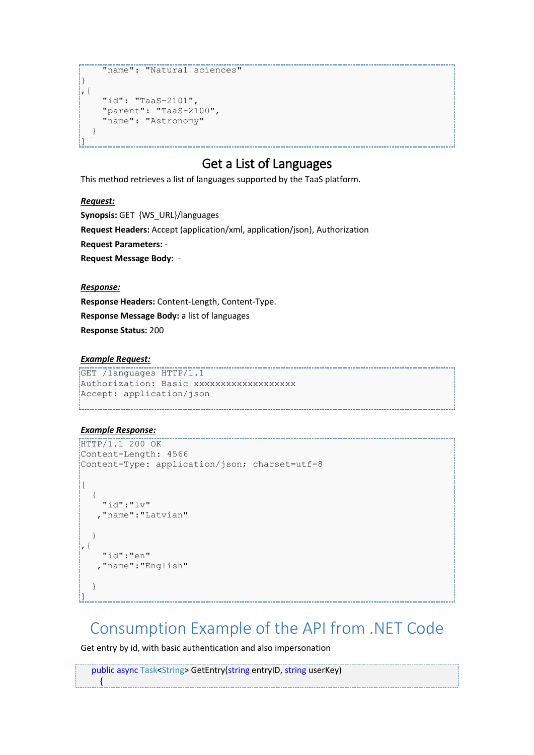```
    "name": "Natural sciences"
}
,{
    "id": "TaaS-2101",
    "parent": "TaaS-2100",
    "name": "Astronomy"
  }
]
```

## Get a List of Languages

This method retrieves a list of languages supported by the TaaS platform.

***Request:***

**Synopsis:** GET {WS_URL}/languages

**Request Headers:** Accept (application/xml, application/json), Authorization

**Request Parameters:** -

**Request Message Body:** -

***Response:***

**Response Headers:** Content-Length, Content-Type.

**Response Message Body:** a list of languages

**Response Status:** 200

***Example Request:***

```
GET /languages HTTP/1.1
Authorization: Basic xxxxxxxxxxxxxxxxxxx
Accept: application/json
```

***Example Response:***

```
HTTP/1.1 200 OK
Content-Length: 4566
Content-Type: application/json; charset=utf-8

[
  {
    "id":"lv"
   ,"name":"Latvian"

  }
,{
    "id":"en"
   ,"name":"English"

  }
]
```

# Consumption Example of the API from .NET Code

Get entry by id, with basic authentication and also impersonation

```
    public async Task<String> GetEntry(string entryID, string userKey)
    {
```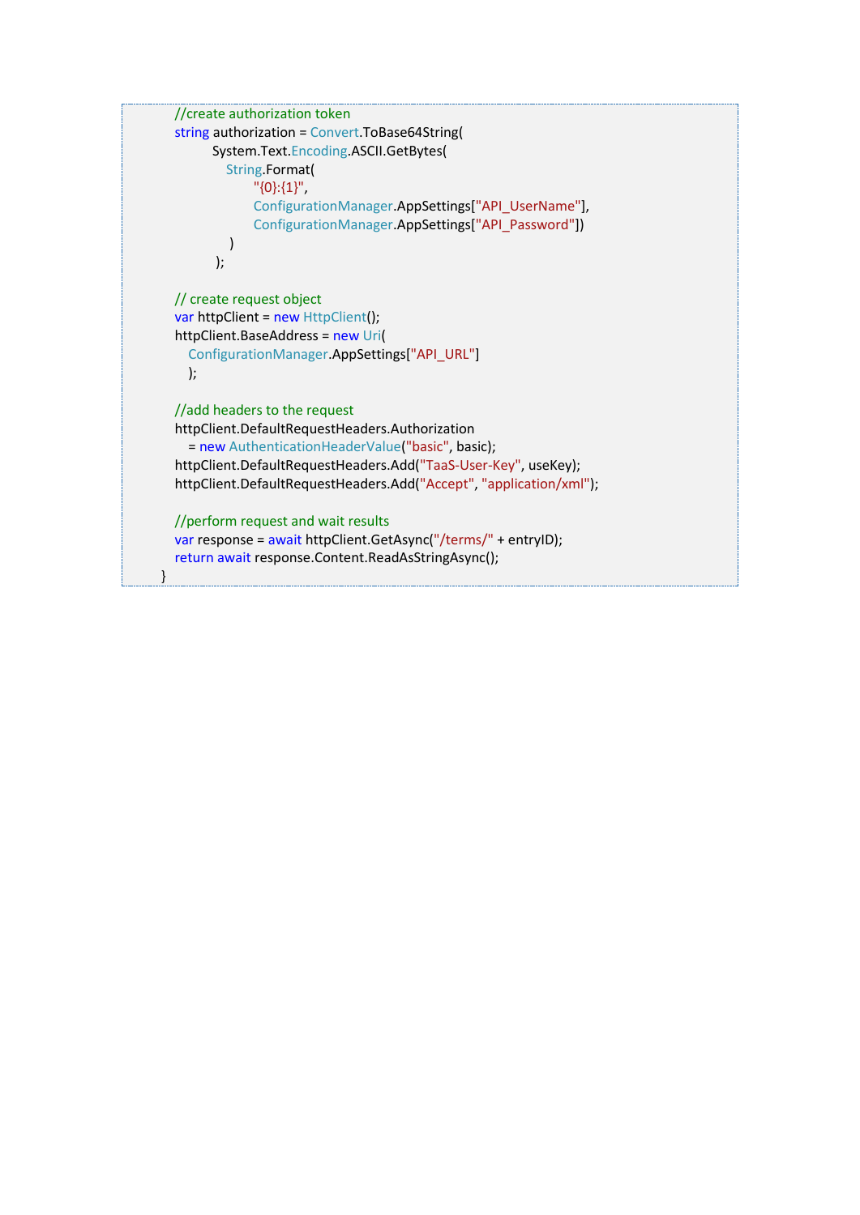```
        //create authorization token
        string authorization = Convert.ToBase64String(
                System.Text.Encoding.ASCII.GetBytes(
                    String.Format(
                        "{0}:{1}",
                        ConfigurationManager.AppSettings["API_UserName"],
                        ConfigurationManager.AppSettings["API_Password"])
                    )
                );

        // create request object
        var httpClient = new HttpClient();
        httpClient.BaseAddress = new Uri(
            ConfigurationManager.AppSettings["API_URL"]
            );

        //add headers to the request
        httpClient.DefaultRequestHeaders.Authorization
            = new AuthenticationHeaderValue("basic", basic);
        httpClient.DefaultRequestHeaders.Add("TaaS-User-Key", useKey);
        httpClient.DefaultRequestHeaders.Add("Accept", "application/xml");

        //perform request and wait results
        var response = await httpClient.GetAsync("/terms/" + entryID);
        return await response.Content.ReadAsStringAsync();
    }
```